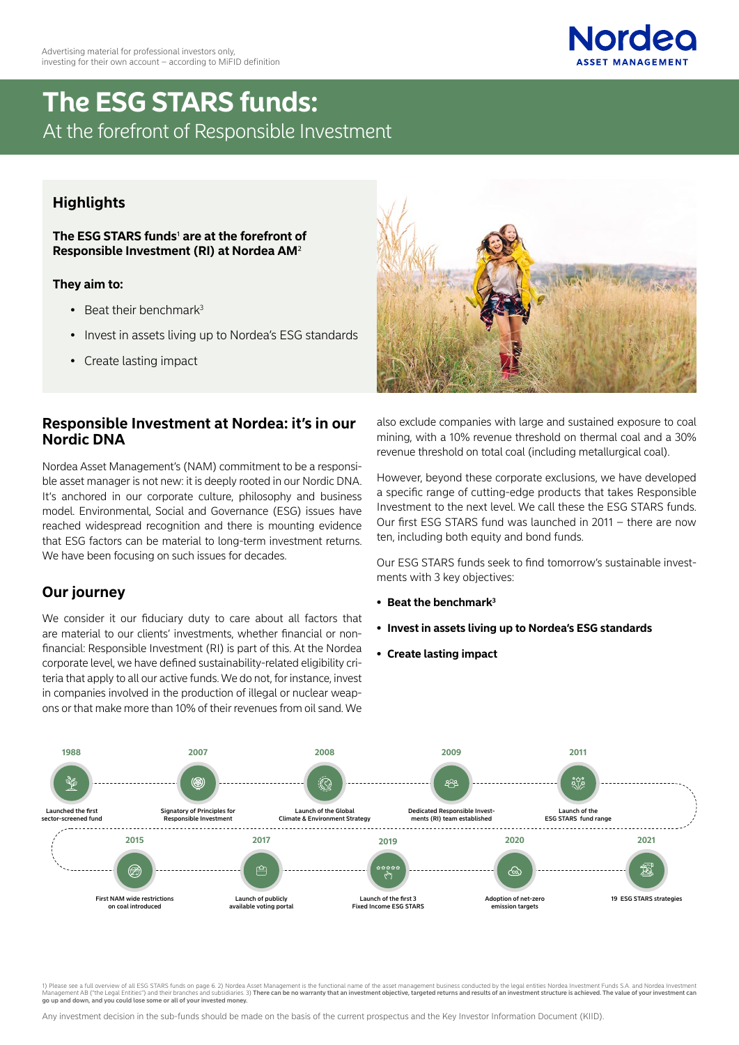Advertising material for professional investors only, investing for their own account – according to MiFID definition

# The ESG STARS funds:

## At the forefront of Responsible Investment

### Highlights

**The ESG STARS funds[1] are at the forefront of Responsible Investment (RI) at Nordea AM[2]**

**They aim to:**

- Beat their benchmark[3]
- Invest in assets living up to Nordea's ESG standards
- Create lasting impact

## Responsible Investment at Nordea: it's in our Nordic DNA

Nordea Asset Management's (NAM) commitment to be a responsible asset manager is not new: it is deeply rooted in our Nordic DNA. It's anchored in our corporate culture, philosophy and business model. Environmental, Social and Governance (ESG) issues have reached widespread recognition and there is mounting evidence that ESG factors can be material to long-term investment returns. We have been focusing on such issues for decades.

## Our journey

We consider it our fiduciary duty to care about all factors that are material to our clients' investments, whether financial or non-financial: Responsible Investment (RI) is part of this. At the Nordea corporate level, we have defined sustainability-related eligibility criteria that apply to all our active funds. We do not, for instance, invest in companies involved in the production of illegal or nuclear weapons or that make more than 10% of their revenues from oil sand. We also exclude companies with large and sustained exposure to coal mining, with a 10% revenue threshold on thermal coal and a 30% revenue threshold on total coal (including metallurgical coal).

However, beyond these corporate exclusions, we have developed a specific range of cutting-edge products that takes Responsible Investment to the next level. We call these the ESG STARS funds. Our first ESG STARS fund was launched in 2011 – there are now ten, including both equity and bond funds.

Our ESG STARS funds seek to find tomorrow's sustainable investments with 3 key objectives:

- **Beat the benchmark[3]**
- **Invest in assets living up to Nordea's ESG standards**
- **Create lasting impact**

- **1988** – Launched the first sector-screened fund
- **2007** – Signatory of Principles for Responsible Investment
- **2008** – Launch of the Global Climate & Environment Strategy
- **2009** – Dedicated Responsible Investments (RI) team established
- **2011** – Launch of the ESG STARS fund range
- **2015** – First NAM wide restrictions on coal introduced
- **2017** – Launch of publicly available voting portal
- **2019** – Launch of the first 3 Fixed Income ESG STARS
- **2020** – Adoption of net-zero emission targets
- **2021** – 19 ESG STARS strategies

1) Please see a full overview of all ESG STARS funds on page 6. 2) Nordea Asset Management is the functional name of the asset management business conducted by the legal entities Nordea Investment Funds S.A. and Nordea Investment Management AB ("the Legal Entities") and their branches and subsidiaries. 3) **There can be no warranty that an investment objective, targeted returns and results of an investment structure is achieved. The value of your investment can go up and down, and you could lose some or all of your invested money.**

Any investment decision in the sub-funds should be made on the basis of the current prospectus and the Key Investor Information Document (KIID).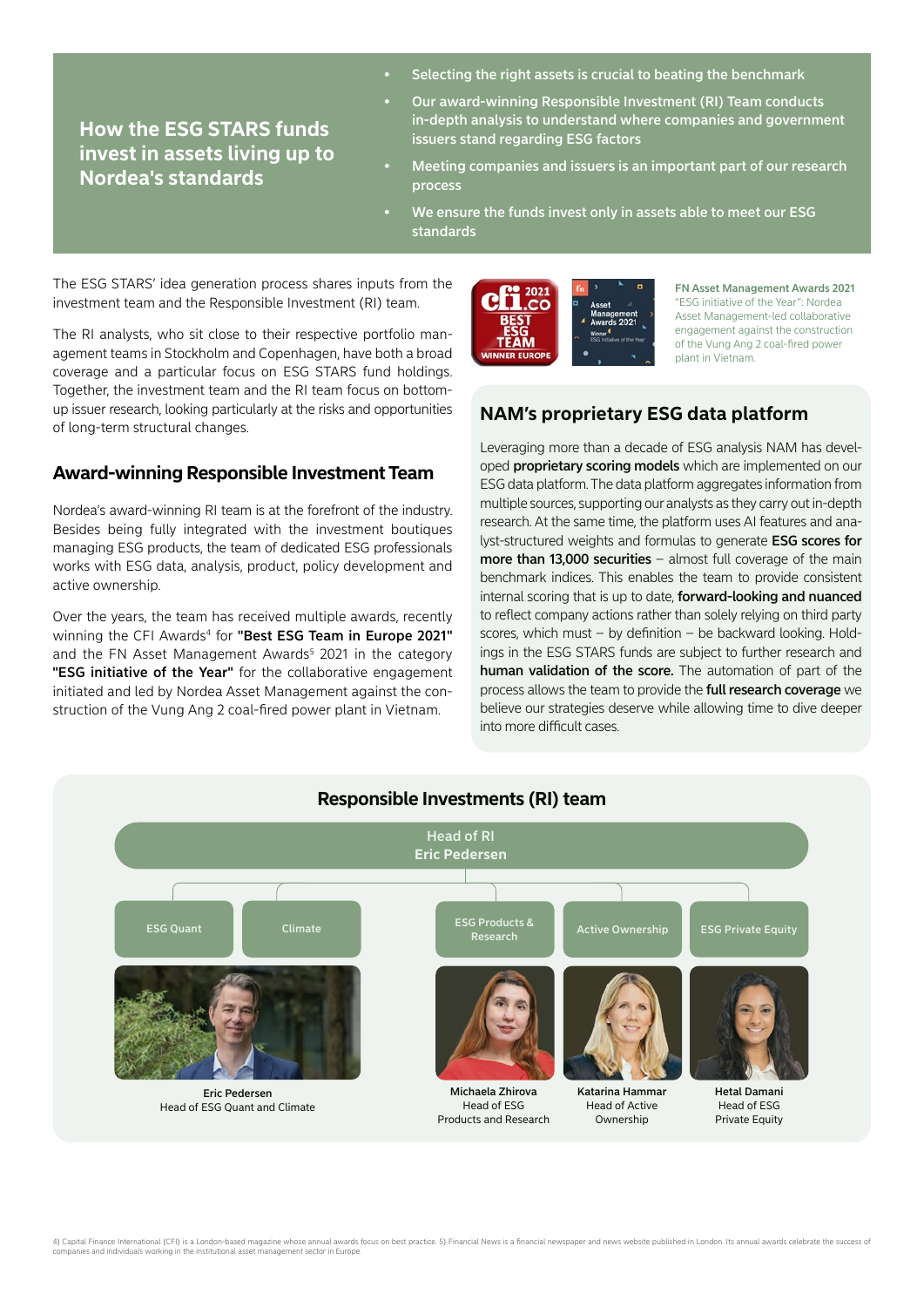## How the ESG STARS funds invest in assets living up to Nordea's standards

- Selecting the right assets is crucial to beating the benchmark
- Our award-winning Responsible Investment (RI) Team conducts in-depth analysis to understand where companies and government issuers stand regarding ESG factors
- Meeting companies and issuers is an important part of our research process
- We ensure the funds invest only in assets able to meet our ESG standards

The ESG STARS' idea generation process shares inputs from the investment team and the Responsible Investment (RI) team.

The RI analysts, who sit close to their respective portfolio management teams in Stockholm and Copenhagen, have both a broad coverage and a particular focus on ESG STARS fund holdings. Together, the investment team and the RI team focus on bottom-up issuer research, looking particularly at the risks and opportunities of long-term structural changes.

## Award-winning Responsible Investment Team

Nordea's award-winning RI team is at the forefront of the industry. Besides being fully integrated with the investment boutiques managing ESG products, the team of dedicated ESG professionals works with ESG data, analysis, product, policy development and active ownership.

Over the years, the team has received multiple awards, recently winning the CFI Awards[4] for **"Best ESG Team in Europe 2021"** and the FN Asset Management Awards[5] 2021 in the category **"ESG initiative of the Year"** for the collaborative engagement initiated and led by Nordea Asset Management against the construction of the Vung Ang 2 coal-fired power plant in Vietnam.

**FN Asset Management Awards 2021** "ESG initiative of the Year": Nordea Asset Management-led collaborative engagement against the construction of the Vung Ang 2 coal-fired power plant in Vietnam.

## NAM's proprietary ESG data platform

Leveraging more than a decade of ESG analysis NAM has developed **proprietary scoring models** which are implemented on our ESG data platform. The data platform aggregates information from multiple sources, supporting our analysts as they carry out in-depth research. At the same time, the platform uses AI features and analyst-structured weights and formulas to generate **ESG scores for more than 13,000 securities** – almost full coverage of the main benchmark indices. This enables the team to provide consistent internal scoring that is up to date, **forward-looking and nuanced** to reflect company actions rather than solely relying on third party scores, which must – by definition – be backward looking. Holdings in the ESG STARS funds are subject to further research and **human validation of the score.** The automation of part of the process allows the team to provide the **full research coverage** we believe our strategies deserve while allowing time to dive deeper into more difficult cases.

## Responsible Investments (RI) team

Head of RI
Eric Pedersen

- ESG Quant
- Climate
- ESG Products & Research
- Active Ownership
- ESG Private Equity

**Eric Pedersen**
Head of ESG Quant and Climate

**Michaela Zhirova**
Head of ESG Products and Research

**Katarina Hammar**
Head of Active Ownership

**Hetal Damani**
Head of ESG Private Equity

4) Capital Finance International (CFI) is a London-based magazine whose annual awards focus on best practice. 5) Financial News is a financial newspaper and news website published in London. Its annual awards celebrate the success of companies and individuals working in the institutional asset management sector in Europe.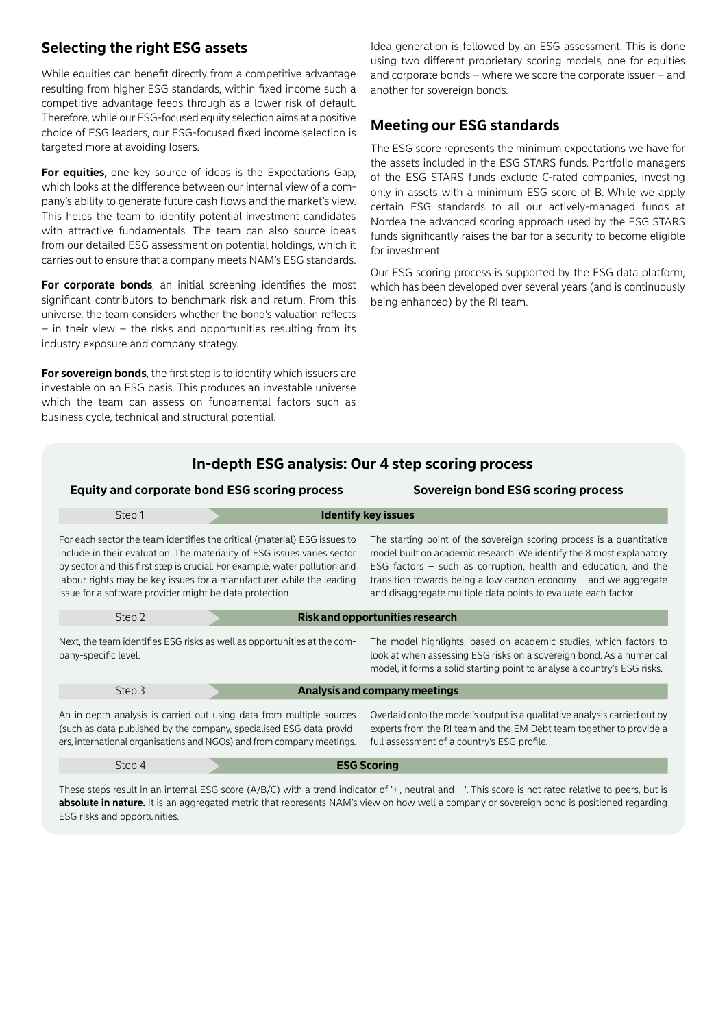## Selecting the right ESG assets

While equities can benefit directly from a competitive advantage resulting from higher ESG standards, within fixed income such a competitive advantage feeds through as a lower risk of default. Therefore, while our ESG-focused equity selection aims at a positive choice of ESG leaders, our ESG-focused fixed income selection is targeted more at avoiding losers.

**For equities**, one key source of ideas is the Expectations Gap, which looks at the difference between our internal view of a company's ability to generate future cash flows and the market's view. This helps the team to identify potential investment candidates with attractive fundamentals. The team can also source ideas from our detailed ESG assessment on potential holdings, which it carries out to ensure that a company meets NAM's ESG standards.

**For corporate bonds**, an initial screening identifies the most significant contributors to benchmark risk and return. From this universe, the team considers whether the bond's valuation reflects – in their view – the risks and opportunities resulting from its industry exposure and company strategy.

**For sovereign bonds**, the first step is to identify which issuers are investable on an ESG basis. This produces an investable universe which the team can assess on fundamental factors such as business cycle, technical and structural potential.

Idea generation is followed by an ESG assessment. This is done using two different proprietary scoring models, one for equities and corporate bonds – where we score the corporate issuer – and another for sovereign bonds.

## Meeting our ESG standards

The ESG score represents the minimum expectations we have for the assets included in the ESG STARS funds. Portfolio managers of the ESG STARS funds exclude C-rated companies, investing only in assets with a minimum ESG score of B. While we apply certain ESG standards to all our actively-managed funds at Nordea the advanced scoring approach used by the ESG STARS funds significantly raises the bar for a security to become eligible for investment.

Our ESG scoring process is supported by the ESG data platform, which has been developed over several years (and is continuously being enhanced) by the RI team.

### In-depth ESG analysis: Our 4 step scoring process

| Step | Equity and corporate bond ESG scoring process | Sovereign bond ESG scoring process |
|---|---|---|
| Step 1 – **Identify key issues** | For each sector the team identifies the critical (material) ESG issues to include in their evaluation. The materiality of ESG issues varies sector by sector and this first step is crucial. For example, water pollution and labour rights may be key issues for a manufacturer while the leading issue for a software provider might be data protection. | The starting point of the sovereign scoring process is a quantitative model built on academic research. We identify the 8 most explanatory ESG factors – such as corruption, health and education, and the transition towards being a low carbon economy – and we aggregate and disaggregate multiple data points to evaluate each factor. |
| Step 2 – **Risk and opportunities research** | Next, the team identifies ESG risks as well as opportunities at the company-specific level. | The model highlights, based on academic studies, which factors to look at when assessing ESG risks on a sovereign bond. As a numerical model, it forms a solid starting point to analyse a country's ESG risks. |
| Step 3 – **Analysis and company meetings** | An in-depth analysis is carried out using data from multiple sources (such as data published by the company, specialised ESG data-providers, international organisations and NGOs) and from company meetings. | Overlaid onto the model's output is a qualitative analysis carried out by experts from the RI team and the EM Debt team together to provide a full assessment of a country's ESG profile. |
| Step 4 – **ESG Scoring** | These steps result in an internal ESG score (A/B/C) with a trend indicator of '+', neutral and '–'. This score is not rated relative to peers, but is **absolute in nature.** It is an aggregated metric that represents NAM's view on how well a company or sovereign bond is positioned regarding ESG risks and opportunities. | |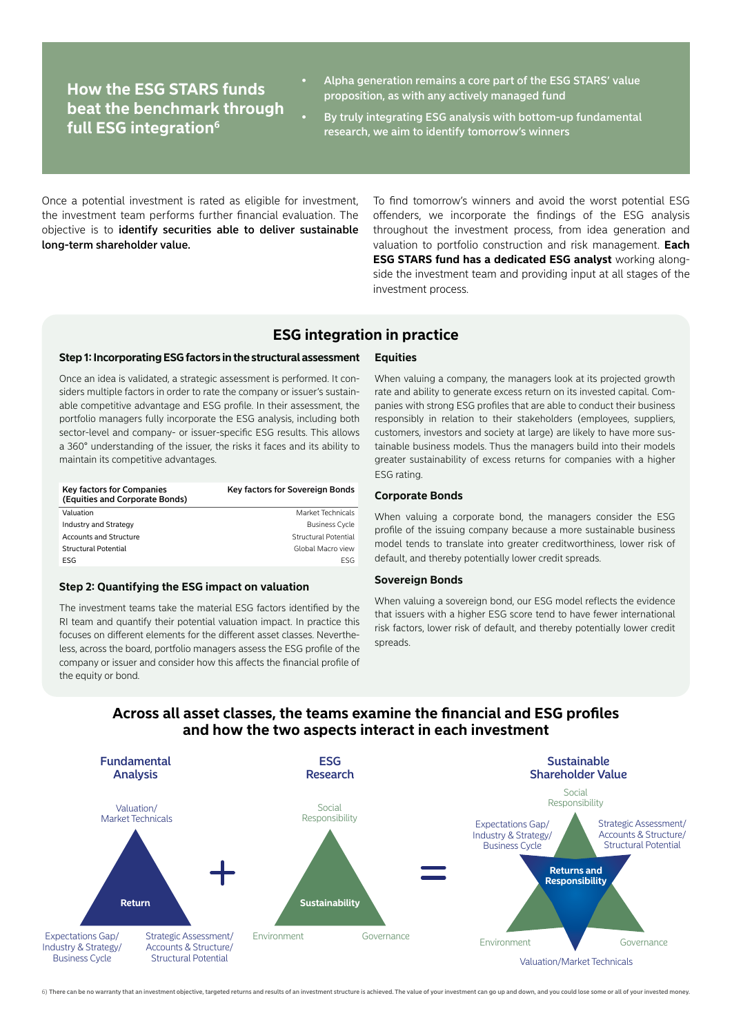## How the ESG STARS funds beat the benchmark through full ESG integration[6]

- Alpha generation remains a core part of the ESG STARS' value proposition, as with any actively managed fund
- By truly integrating ESG analysis with bottom-up fundamental research, we aim to identify tomorrow's winners

Once a potential investment is rated as eligible for investment, the investment team performs further financial evaluation. The objective is to **identify securities able to deliver sustainable long-term shareholder value.**

To find tomorrow's winners and avoid the worst potential ESG offenders, we incorporate the findings of the ESG analysis throughout the investment process, from idea generation and valuation to portfolio construction and risk management. **Each ESG STARS fund has a dedicated ESG analyst** working alongside the investment team and providing input at all stages of the investment process.

## ESG integration in practice

### Step 1: Incorporating ESG factors in the structural assessment

Once an idea is validated, a strategic assessment is performed. It considers multiple factors in order to rate the company or issuer's sustainable competitive advantage and ESG profile. In their assessment, the portfolio managers fully incorporate the ESG analysis, including both sector-level and company- or issuer-specific ESG results. This allows a 360° understanding of the issuer, the risks it faces and its ability to maintain its competitive advantages.

| Key factors for Companies (Equities and Corporate Bonds) | Key factors for Sovereign Bonds |
|---|---|
| Valuation | Market Technicals |
| Industry and Strategy | Business Cycle |
| Accounts and Structure | Structural Potential |
| Structural Potential | Global Macro view |
| ESG | ESG |

### Step 2: Quantifying the ESG impact on valuation

The investment teams take the material ESG factors identified by the RI team and quantify their potential valuation impact. In practice this focuses on different elements for the different asset classes. Nevertheless, across the board, portfolio managers assess the ESG profile of the company or issuer and consider how this affects the financial profile of the equity or bond.

### Equities

When valuing a company, the managers look at its projected growth rate and ability to generate excess return on its invested capital. Companies with strong ESG profiles that are able to conduct their business responsibly in relation to their stakeholders (employees, suppliers, customers, investors and society at large) are likely to have more sustainable business models. Thus the managers build into their models greater sustainability of excess returns for companies with a higher ESG rating.

### Corporate Bonds

When valuing a corporate bond, the managers consider the ESG profile of the issuing company because a more sustainable business model tends to translate into greater creditworthiness, lower risk of default, and thereby potentially lower credit spreads.

### Sovereign Bonds

When valuing a sovereign bond, our ESG model reflects the evidence that issuers with a higher ESG score tend to have fewer international risk factors, lower risk of default, and thereby potentially lower credit spreads.

## Across all asset classes, the teams examine the financial and ESG profiles and how the two aspects interact in each investment

**Fundamental Analysis**: Return — Valuation/Market Technicals; Expectations Gap/Industry & Strategy/Business Cycle; Strategic Assessment/Accounts & Structure/Structural Potential

**+**

**ESG Research**: Sustainability — Social Responsibility; Environment; Governance

**=**

**Sustainable Shareholder Value**: Returns and Responsibility — Social Responsibility; Expectations Gap/Industry & Strategy/Business Cycle; Strategic Assessment/Accounts & Structure/Structural Potential; Environment; Governance; Valuation/Market Technicals

6) There can be no warranty that an investment objective, targeted returns and results of an investment structure is achieved. The value of your investment can go up and down, and you could lose some or all of your invested money.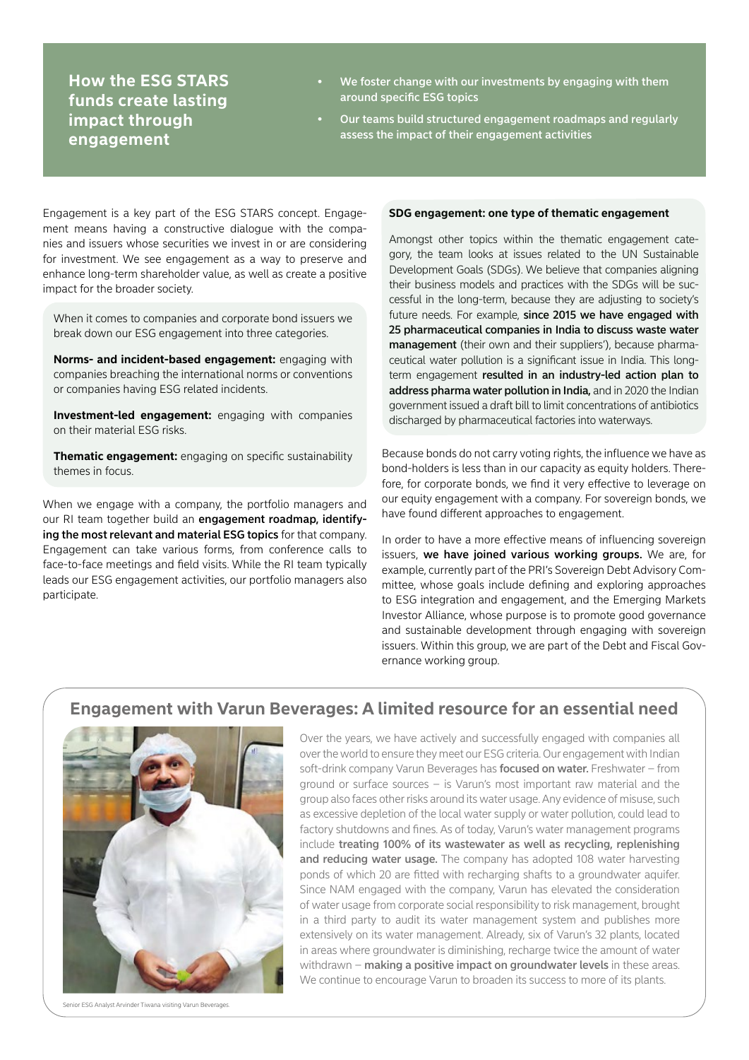## How the ESG STARS funds create lasting impact through engagement

- We foster change with our investments by engaging with them around specific ESG topics
- Our teams build structured engagement roadmaps and regularly assess the impact of their engagement activities

Engagement is a key part of the ESG STARS concept. Engagement means having a constructive dialogue with the companies and issuers whose securities we invest in or are considering for investment. We see engagement as a way to preserve and enhance long-term shareholder value, as well as create a positive impact for the broader society.

When it comes to companies and corporate bond issuers we break down our ESG engagement into three categories.

**Norms- and incident-based engagement:** engaging with companies breaching the international norms or conventions or companies having ESG related incidents.

**Investment-led engagement:** engaging with companies on their material ESG risks.

**Thematic engagement:** engaging on specific sustainability themes in focus.

When we engage with a company, the portfolio managers and our RI team together build an **engagement roadmap, identifying the most relevant and material ESG topics** for that company. Engagement can take various forms, from conference calls to face-to-face meetings and field visits. While the RI team typically leads our ESG engagement activities, our portfolio managers also participate.

**SDG engagement: one type of thematic engagement**

Amongst other topics within the thematic engagement category, the team looks at issues related to the UN Sustainable Development Goals (SDGs). We believe that companies aligning their business models and practices with the SDGs will be successful in the long-term, because they are adjusting to society's future needs. For example, **since 2015 we have engaged with 25 pharmaceutical companies in India to discuss waste water management** (their own and their suppliers'), because pharmaceutical water pollution is a significant issue in India. This long-term engagement **resulted in an industry-led action plan to address pharma water pollution in India,** and in 2020 the Indian government issued a draft bill to limit concentrations of antibiotics discharged by pharmaceutical factories into waterways.

Because bonds do not carry voting rights, the influence we have as bond-holders is less than in our capacity as equity holders. Therefore, for corporate bonds, we find it very effective to leverage on our equity engagement with a company. For sovereign bonds, we have found different approaches to engagement.

In order to have a more effective means of influencing sovereign issuers, **we have joined various working groups.** We are, for example, currently part of the PRI's Sovereign Debt Advisory Committee, whose goals include defining and exploring approaches to ESG integration and engagement, and the Emerging Markets Investor Alliance, whose purpose is to promote good governance and sustainable development through engaging with sovereign issuers. Within this group, we are part of the Debt and Fiscal Governance working group.

### Engagement with Varun Beverages: A limited resource for an essential need

Over the years, we have actively and successfully engaged with companies all over the world to ensure they meet our ESG criteria. Our engagement with Indian soft-drink company Varun Beverages has **focused on water.** Freshwater – from ground or surface sources – is Varun's most important raw material and the group also faces other risks around its water usage. Any evidence of misuse, such as excessive depletion of the local water supply or water pollution, could lead to factory shutdowns and fines. As of today, Varun's water management programs include **treating 100% of its wastewater as well as recycling, replenishing and reducing water usage.** The company has adopted 108 water harvesting ponds of which 20 are fitted with recharging shafts to a groundwater aquifer. Since NAM engaged with the company, Varun has elevated the consideration of water usage from corporate social responsibility to risk management, brought in a third party to audit its water management system and publishes more extensively on its water management. Already, six of Varun's 32 plants, located in areas where groundwater is diminishing, recharge twice the amount of water withdrawn – **making a positive impact on groundwater levels** in these areas. We continue to encourage Varun to broaden its success to more of its plants.

Senior ESG Analyst Arvinder Tiwana visiting Varun Beverages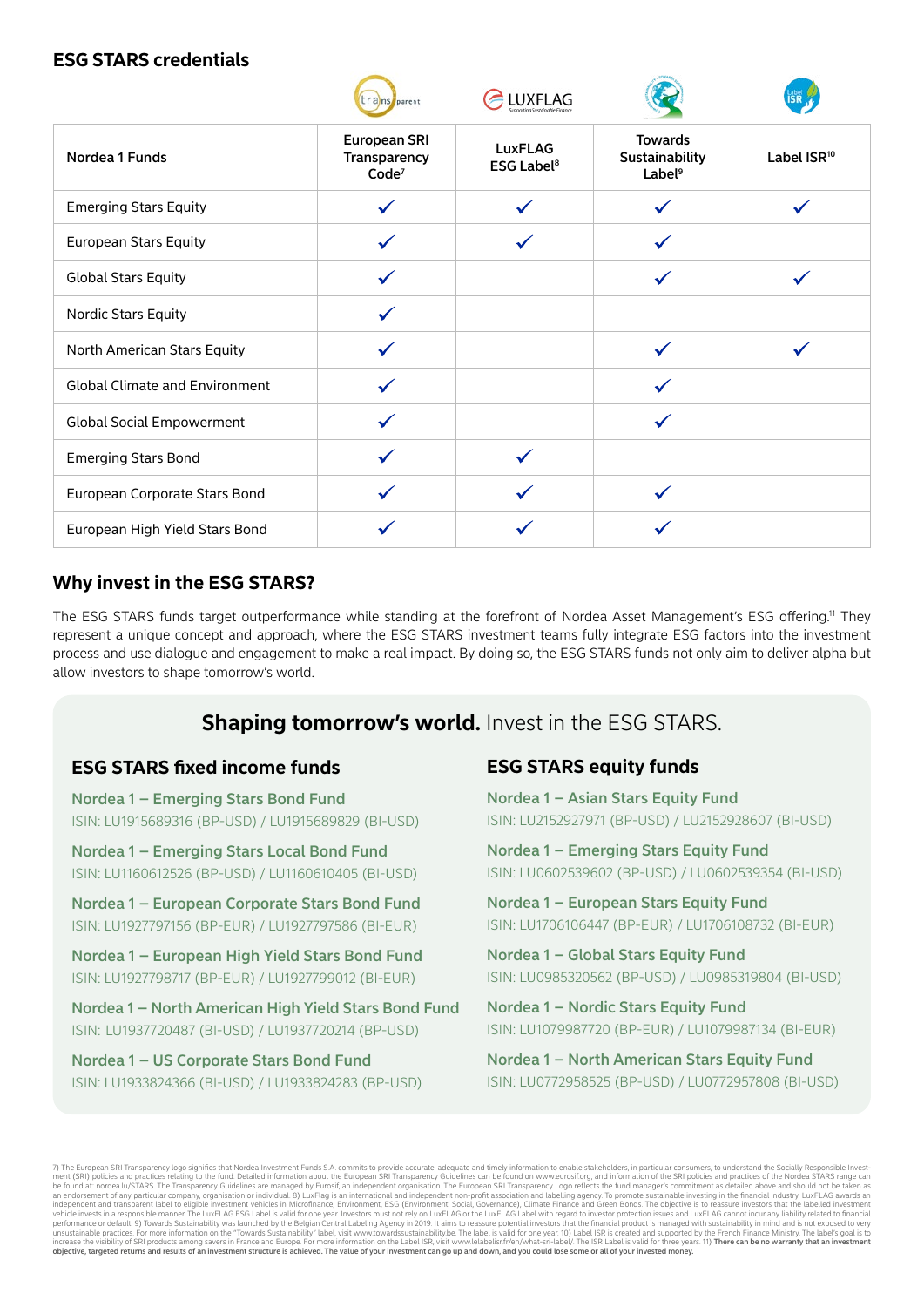## ESG STARS credentials

| Nordea 1 Funds | European SRI Transparency Code[7] | LuxFLAG ESG Label[8] | Towards Sustainability Label[9] | Label ISR[10] |
|---|---|---|---|---|
| Emerging Stars Equity | ✓ | ✓ | ✓ | ✓ |
| European Stars Equity | ✓ | ✓ | ✓ | |
| Global Stars Equity | ✓ | | ✓ | ✓ |
| Nordic Stars Equity | ✓ | | | |
| North American Stars Equity | ✓ | | ✓ | ✓ |
| Global Climate and Environment | ✓ | | ✓ | |
| Global Social Empowerment | ✓ | | ✓ | |
| Emerging Stars Bond | ✓ | ✓ | | |
| European Corporate Stars Bond | ✓ | ✓ | ✓ | |
| European High Yield Stars Bond | ✓ | ✓ | ✓ | |

## Why invest in the ESG STARS?

The ESG STARS funds target outperformance while standing at the forefront of Nordea Asset Management's ESG offering.[11] They represent a unique concept and approach, where the ESG STARS investment teams fully integrate ESG factors into the investment process and use dialogue and engagement to make a real impact. By doing so, the ESG STARS funds not only aim to deliver alpha but allow investors to shape tomorrow's world.

**Shaping tomorrow's world.** Invest in the ESG STARS.

### ESG STARS fixed income funds

**Nordea 1 – Emerging Stars Bond Fund**
ISIN: LU1915689316 (BP-USD) / LU1915689829 (BI-USD)

**Nordea 1 – Emerging Stars Local Bond Fund**
ISIN: LU1160612526 (BP-USD) / LU1160610405 (BI-USD)

**Nordea 1 – European Corporate Stars Bond Fund**
ISIN: LU1927797156 (BP-EUR) / LU1927797586 (BI-EUR)

**Nordea 1 – European High Yield Stars Bond Fund**
ISIN: LU1927798717 (BP-EUR) / LU1927799012 (BI-EUR)

**Nordea 1 – North American High Yield Stars Bond Fund**
ISIN: LU1937720487 (BI-USD) / LU1937720214 (BP-USD)

**Nordea 1 – US Corporate Stars Bond Fund**
ISIN: LU1933824366 (BI-USD) / LU1933824283 (BP-USD)

### ESG STARS equity funds

**Nordea 1 – Asian Stars Equity Fund**
ISIN: LU2152927971 (BP-USD) / LU2152928607 (BI-USD)

**Nordea 1 – Emerging Stars Equity Fund**
ISIN: LU0602539602 (BP-USD) / LU0602539354 (BI-USD)

**Nordea 1 – European Stars Equity Fund**
ISIN: LU1706106447 (BP-EUR) / LU1706108732 (BI-EUR)

**Nordea 1 – Global Stars Equity Fund**
ISIN: LU0985320562 (BP-USD) / LU0985319804 (BI-USD)

**Nordea 1 – Nordic Stars Equity Fund**
ISIN: LU1079987720 (BP-EUR) / LU1079987134 (BI-EUR)

**Nordea 1 – North American Stars Equity Fund**
ISIN: LU0772958525 (BP-USD) / LU0772957808 (BI-USD)

7) The European SRI Transparency logo signifies that Nordea Investment Funds S.A. commits to provide accurate, adequate and timely information to enable stakeholders, in particular consumers, to understand the Socially Responsible Investment (SRI) policies and practices relating to the fund. Detailed information about the European SRI Transparency Guidelines can be found on www.eurosif.org, and information of the SRI policies and practices of the Nordea STARS range can be found at: nordea.lu/STARS. The Transparency Guidelines are managed by Eurosif, an independent organisation. The European SRI Transparency Logo reflects the fund manager's commitment as detailed above and should not be taken as an endorsement of any particular company, organisation or individual. 8) LuxFlag is an international and independent non-profit association and labelling agency. To promote sustainable investing in the financial industry, LuxFLAG awards an independent and transparent label to eligible investment vehicles in Microfinance, Environment, ESG (Environment, Social, Governance), Climate Finance and Green Bonds. The objective is to reassure investors that the labelled investment vehicle invests in a responsible manner. The LuxFLAG ESG Label is valid for one year. Investors must not rely on LuxFLAG or the LuxFLAG Label with regard to investor protection issues and LuxFLAG cannot incur any liability related to financial performance or default. 9) Towards Sustainability was launched by the Belgian Central Labeling Agency in 2019. It aims to reassure potential investors that the financial product is managed with sustainability in mind and is not exposed to very unsustainable practices. For more information on the "Towards Sustainability" label, visit www.towardssustainability.be. The label is valid for one year. 10) Label ISR is created and supported by the French Finance Ministry. The label's goal is to increase the visibility of SRI products among savers in France and Europe. For more information on the Label ISR, visit www.lelabelisr.fr/en/what-sri-label/. The ISR Label is valid for three years. 11) **There can be no warranty that an investment objective, targeted returns and results of an investment structure is achieved. The value of your investment can go up and down, and you could lose some or all of your invested money.**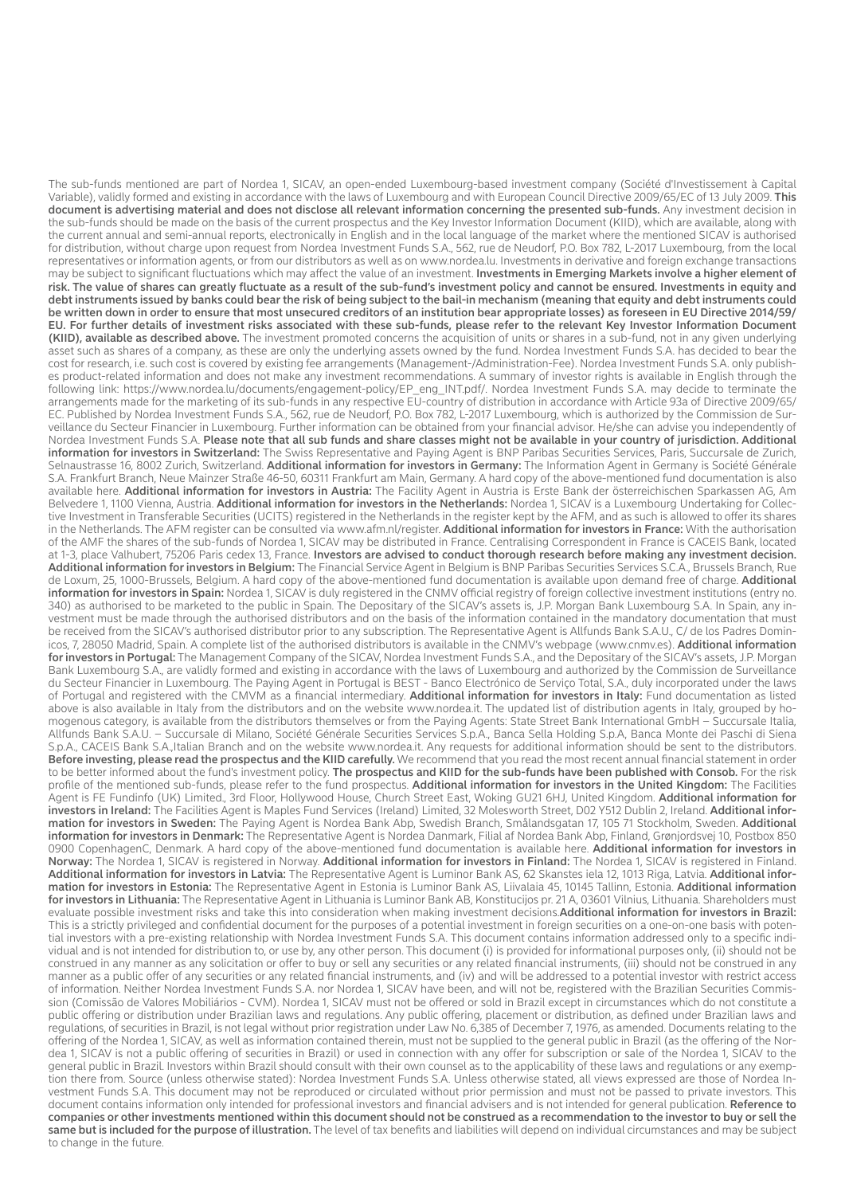The sub-funds mentioned are part of Nordea 1, SICAV, an open-ended Luxembourg-based investment company (Société d'Investissement à Capital Variable), validly formed and existing in accordance with the laws of Luxembourg and with European Council Directive 2009/65/EC of 13 July 2009. **This document is advertising material and does not disclose all relevant information concerning the presented sub-funds.** Any investment decision in the sub-funds should be made on the basis of the current prospectus and the Key Investor Information Document (KIID), which are available, along with the current annual and semi-annual reports, electronically in English and in the local language of the market where the mentioned SICAV is authorised for distribution, without charge upon request from Nordea Investment Funds S.A., 562, rue de Neudorf, P.O. Box 782, L-2017 Luxembourg, from the local representatives or information agents, or from our distributors as well as on www.nordea.lu. Investments in derivative and foreign exchange transactions may be subject to significant fluctuations which may affect the value of an investment. **Investments in Emerging Markets involve a higher element of risk. The value of shares can greatly fluctuate as a result of the sub-fund's investment policy and cannot be ensured. Investments in equity and debt instruments issued by banks could bear the risk of being subject to the bail-in mechanism (meaning that equity and debt instruments could be written down in order to ensure that most unsecured creditors of an institution bear appropriate losses) as foreseen in EU Directive 2014/59/EU. For further details of investment risks associated with these sub-funds, please refer to the relevant Key Investor Information Document (KIID), available as described above.** The investment promoted concerns the acquisition of units or shares in a sub-fund, not in any given underlying asset such as shares of a company, as these are only the underlying assets owned by the fund. Nordea Investment Funds S.A. has decided to bear the cost for research, i.e. such cost is covered by existing fee arrangements (Management-/Administration-Fee). Nordea Investment Funds S.A. only publishes product-related information and does not make any investment recommendations. A summary of investor rights is available in English through the following link: https://www.nordea.lu/documents/engagement-policy/EP_eng_INT.pdf/. Nordea Investment Funds S.A. may decide to terminate the arrangements made for the marketing of its sub-funds in any respective EU-country of distribution in accordance with Article 93a of Directive 2009/65/EC. Published by Nordea Investment Funds S.A., 562, rue de Neudorf, P.O. Box 782, L-2017 Luxembourg, which is authorized by the Commission de Surveillance du Secteur Financier in Luxembourg. Further information can be obtained from your financial advisor. He/she can advise you independently of Nordea Investment Funds S.A. **Please note that all sub funds and share classes might not be available in your country of jurisdiction. Additional information for investors in Switzerland:** The Swiss Representative and Paying Agent is BNP Paribas Securities Services, Paris, Succursale de Zurich, Selnaustrasse 16, 8002 Zurich, Switzerland. **Additional information for investors in Germany:** The Information Agent in Germany is Société Générale S.A. Frankfurt Branch, Neue Mainzer Straße 46-50, 60311 Frankfurt am Main, Germany. A hard copy of the above-mentioned fund documentation is also available here. **Additional information for investors in Austria:** The Facility Agent in Austria is Erste Bank der österreichischen Sparkassen AG, Am Belvedere 1, 1100 Vienna, Austria. **Additional information for investors in the Netherlands:** Nordea 1, SICAV is a Luxembourg Undertaking for Collective Investment in Transferable Securities (UCITS) registered in the Netherlands in the register kept by the AFM, and as such is allowed to offer its shares in the Netherlands. The AFM register can be consulted via www.afm.nl/register. **Additional information for investors in France:** With the authorisation of the AMF the shares of the sub-funds of Nordea 1, SICAV may be distributed in France. Centralising Correspondent in France is CACEIS Bank, located at 1-3, place Valhubert, 75206 Paris cedex 13, France. **Investors are advised to conduct thorough research before making any investment decision. Additional information for investors in Belgium:** The Financial Service Agent in Belgium is BNP Paribas Securities Services S.C.A., Brussels Branch, Rue de Loxum, 25, 1000-Brussels, Belgium. A hard copy of the above-mentioned fund documentation is available upon demand free of charge. **Additional information for investors in Spain:** Nordea 1, SICAV is duly registered in the CNMV official registry of foreign collective investment institutions (entry no. 340) as authorised to be marketed to the public in Spain. The Depositary of the SICAV's assets is, J.P. Morgan Bank Luxembourg S.A. In Spain, any investment must be made through the authorised distributors and on the basis of the information contained in the mandatory documentation that must be received from the SICAV's authorised distributor prior to any subscription. The Representative Agent is Allfunds Bank S.A.U., C/ de los Padres Dominicos, 7, 28050 Madrid, Spain. A complete list of the authorised distributors is available in the CNMV's webpage (www.cnmv.es). **Additional information for investors in Portugal:** The Management Company of the SICAV, Nordea Investment Funds S.A., and the Depositary of the SICAV's assets, J.P. Morgan Bank Luxembourg S.A., are validly formed and existing in accordance with the laws of Luxembourg and authorized by the Commission de Surveillance du Secteur Financier in Luxembourg. The Paying Agent in Portugal is BEST - Banco Electrónico de Serviço Total, S.A., duly incorporated under the laws of Portugal and registered with the CMVM as a financial intermediary. **Additional information for investors in Italy:** Fund documentation as listed above is also available in Italy from the distributors and on the website www.nordea.it. The updated list of distribution agents in Italy, grouped by homogenous category, is available from the distributors themselves or from the Paying Agents: State Street Bank International GmbH – Succursale Italia, Allfunds Bank S.A.U. – Succursale di Milano, Société Générale Securities Services S.p.A., Banca Sella Holding S.p.A, Banca Monte dei Paschi di Siena S.p.A., CACEIS Bank S.A.,Italian Branch and on the website www.nordea.it. Any requests for additional information should be sent to the distributors. **Before investing, please read the prospectus and the KIID carefully.** We recommend that you read the most recent annual financial statement in order to be better informed about the fund's investment policy. **The prospectus and KIID for the sub-funds have been published with Consob.** For the risk profile of the mentioned sub-funds, please refer to the fund prospectus. **Additional information for investors in the United Kingdom:** The Facilities Agent is FE Fundinfo (UK) Limited., 3rd Floor, Hollywood House, Church Street East, Woking GU21 6HJ, United Kingdom. **Additional information for investors in Ireland:** The Facilities Agent is Maples Fund Services (Ireland) Limited, 32 Molesworth Street, D02 Y512 Dublin 2, Ireland. **Additional information for investors in Sweden:** The Paying Agent is Nordea Bank Abp, Swedish Branch, Smålandsgatan 17, 105 71 Stockholm, Sweden. **Additional information for investors in Denmark:** The Representative Agent is Nordea Danmark, Filial af Nordea Bank Abp, Finland, Grønjordsvej 10, Postbox 850 0900 CopenhagenC, Denmark. A hard copy of the above-mentioned fund documentation is available here. **Additional information for investors in Norway:** The Nordea 1, SICAV is registered in Norway. **Additional information for investors in Finland:** The Nordea 1, SICAV is registered in Finland. **Additional information for investors in Latvia:** The Representative Agent is Luminor Bank AS, 62 Skanstes iela 12, 1013 Riga, Latvia. **Additional information for investors in Estonia:** The Representative Agent in Estonia is Luminor Bank AS, Liivalaia 45, 10145 Tallinn, Estonia. **Additional information for investors in Lithuania:** The Representative Agent in Lithuania is Luminor Bank AB, Konstitucijos pr. 21 A, 03601 Vilnius, Lithuania. Shareholders must evaluate possible investment risks and take this into consideration when making investment decisions.**Additional information for investors in Brazil:** This is a strictly privileged and confidential document for the purposes of a potential investment in foreign securities on a one-on-one basis with potential investors with a pre-existing relationship with Nordea Investment Funds S.A. This document contains information addressed only to a specific individual and is not intended for distribution to, or use by, any other person. This document (i) is provided for informational purposes only, (ii) should not be construed in any manner as any solicitation or offer to buy or sell any securities or any related financial instruments, (iii) should not be construed in any manner as a public offer of any securities or any related financial instruments, and (iv) and will be addressed to a potential investor with restrict access of information. Neither Nordea Investment Funds S.A. nor Nordea 1, SICAV have been, and will not be, registered with the Brazilian Securities Commission (Comissão de Valores Mobiliários - CVM). Nordea 1, SICAV must not be offered or sold in Brazil except in circumstances which do not constitute a public offering or distribution under Brazilian laws and regulations. Any public offering, placement or distribution, as defined under Brazilian laws and regulations, of securities in Brazil, is not legal without prior registration under Law No. 6,385 of December 7, 1976, as amended. Documents relating to the offering of the Nordea 1, SICAV, as well as information contained therein, must not be supplied to the general public in Brazil (as the offering of the Nordea 1, SICAV is not a public offering of securities in Brazil) or used in connection with any offer for subscription or sale of the Nordea 1, SICAV to the general public in Brazil. Investors within Brazil should consult with their own counsel as to the applicability of these laws and regulations or any exemption there from. Source (unless otherwise stated): Nordea Investment Funds S.A. Unless otherwise stated, all views expressed are those of Nordea Investment Funds S.A. This document may not be reproduced or circulated without prior permission and must not be passed to private investors. This document contains information only intended for professional investors and financial advisers and is not intended for general publication. **Reference to companies or other investments mentioned within this document should not be construed as a recommendation to the investor to buy or sell the same but is included for the purpose of illustration.** The level of tax benefits and liabilities will depend on individual circumstances and may be subject to change in the future.